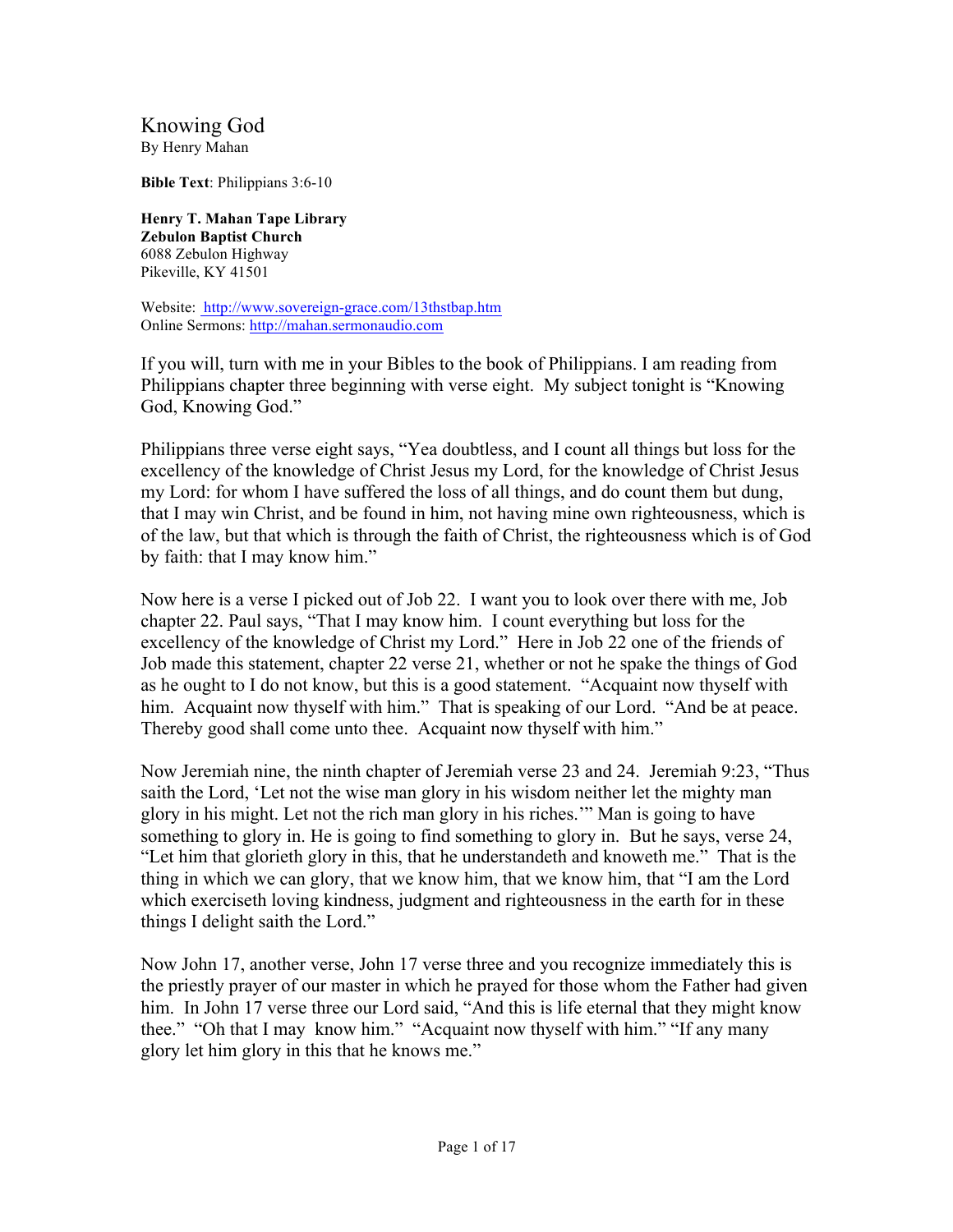# Knowing God

By Henry Mahan

**Bible Text**: Philippians 3:6-10

**Henry T. Mahan Tape Library**
**Zebulon Baptist Church**
6088 Zebulon Highway
Pikeville, KY 41501

Website: http://www.sovereign-grace.com/13thstbap.htm
Online Sermons: http://mahan.sermonaudio.com

If you will, turn with me in your Bibles to the book of Philippians. I am reading from Philippians chapter three beginning with verse eight. My subject tonight is "Knowing God, Knowing God."

Philippians three verse eight says, "Yea doubtless, and I count all things but loss for the excellency of the knowledge of Christ Jesus my Lord, for the knowledge of Christ Jesus my Lord: for whom I have suffered the loss of all things, and do count them but dung, that I may win Christ, and be found in him, not having mine own righteousness, which is of the law, but that which is through the faith of Christ, the righteousness which is of God by faith: that I may know him."

Now here is a verse I picked out of Job 22. I want you to look over there with me, Job chapter 22. Paul says, "That I may know him. I count everything but loss for the excellency of the knowledge of Christ my Lord." Here in Job 22 one of the friends of Job made this statement, chapter 22 verse 21, whether or not he spake the things of God as he ought to I do not know, but this is a good statement. "Acquaint now thyself with him. Acquaint now thyself with him." That is speaking of our Lord. "And be at peace. Thereby good shall come unto thee. Acquaint now thyself with him."

Now Jeremiah nine, the ninth chapter of Jeremiah verse 23 and 24. Jeremiah 9:23, "Thus saith the Lord, 'Let not the wise man glory in his wisdom neither let the mighty man glory in his might. Let not the rich man glory in his riches.'" Man is going to have something to glory in. He is going to find something to glory in. But he says, verse 24, "Let him that glorieth glory in this, that he understandeth and knoweth me." That is the thing in which we can glory, that we know him, that we know him, that "I am the Lord which exerciseth loving kindness, judgment and righteousness in the earth for in these things I delight saith the Lord."

Now John 17, another verse, John 17 verse three and you recognize immediately this is the priestly prayer of our master in which he prayed for those whom the Father had given him. In John 17 verse three our Lord said, "And this is life eternal that they might know thee." "Oh that I may know him." "Acquaint now thyself with him." "If any many glory let him glory in this that he knows me."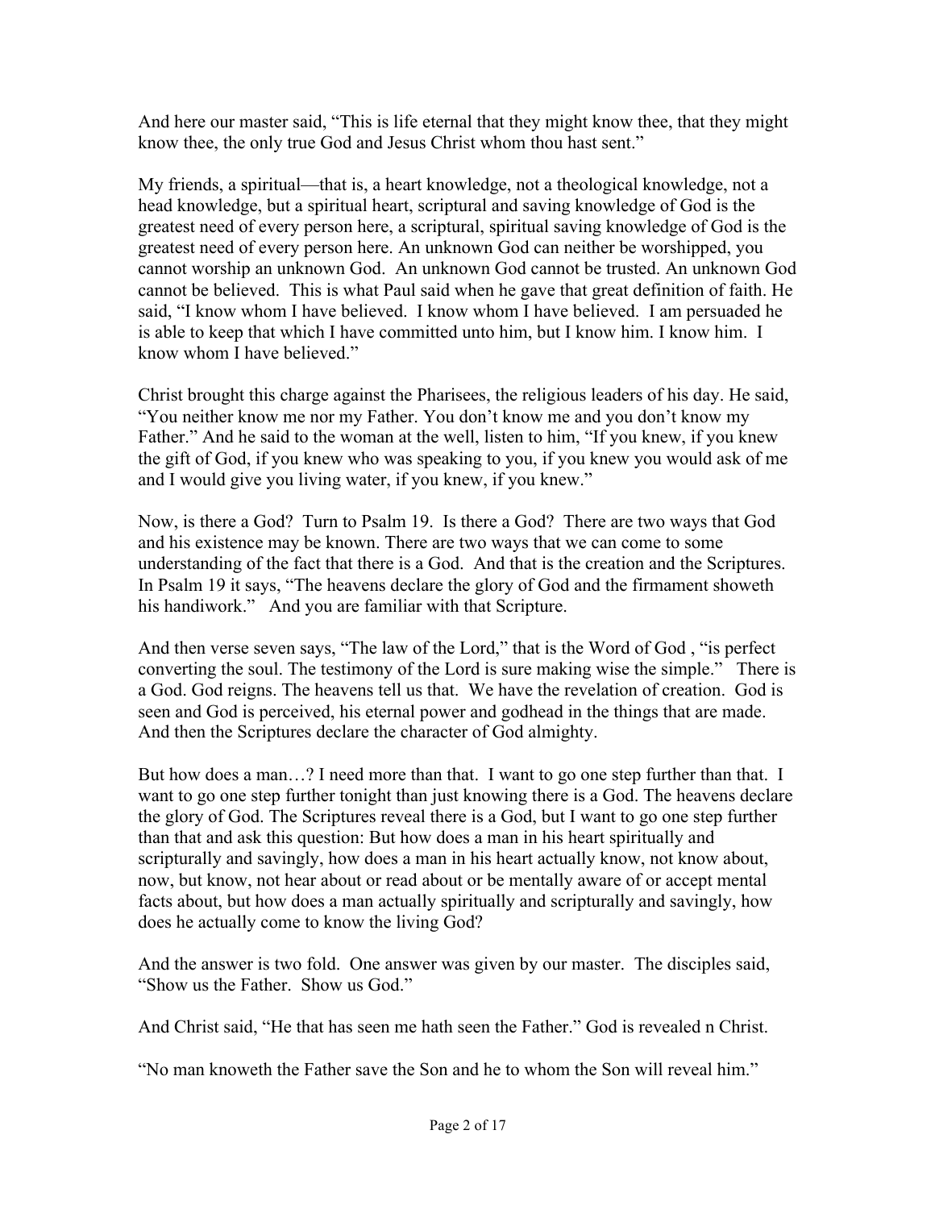And here our master said, "This is life eternal that they might know thee, that they might know thee, the only true God and Jesus Christ whom thou hast sent."

My friends, a spiritual—that is, a heart knowledge, not a theological knowledge, not a head knowledge, but a spiritual heart, scriptural and saving knowledge of God is the greatest need of every person here, a scriptural, spiritual saving knowledge of God is the greatest need of every person here. An unknown God can neither be worshipped, you cannot worship an unknown God. An unknown God cannot be trusted. An unknown God cannot be believed. This is what Paul said when he gave that great definition of faith. He said, "I know whom I have believed. I know whom I have believed. I am persuaded he is able to keep that which I have committed unto him, but I know him. I know him. I know whom I have believed."

Christ brought this charge against the Pharisees, the religious leaders of his day. He said, "You neither know me nor my Father. You don't know me and you don't know my Father." And he said to the woman at the well, listen to him, "If you knew, if you knew the gift of God, if you knew who was speaking to you, if you knew you would ask of me and I would give you living water, if you knew, if you knew."

Now, is there a God? Turn to Psalm 19. Is there a God? There are two ways that God and his existence may be known. There are two ways that we can come to some understanding of the fact that there is a God. And that is the creation and the Scriptures. In Psalm 19 it says, "The heavens declare the glory of God and the firmament showeth his handiwork." And you are familiar with that Scripture.

And then verse seven says, "The law of the Lord," that is the Word of God , "is perfect converting the soul. The testimony of the Lord is sure making wise the simple." There is a God. God reigns. The heavens tell us that. We have the revelation of creation. God is seen and God is perceived, his eternal power and godhead in the things that are made. And then the Scriptures declare the character of God almighty.

But how does a man…? I need more than that. I want to go one step further than that. I want to go one step further tonight than just knowing there is a God. The heavens declare the glory of God. The Scriptures reveal there is a God, but I want to go one step further than that and ask this question: But how does a man in his heart spiritually and scripturally and savingly, how does a man in his heart actually know, not know about, now, but know, not hear about or read about or be mentally aware of or accept mental facts about, but how does a man actually spiritually and scripturally and savingly, how does he actually come to know the living God?

And the answer is two fold. One answer was given by our master. The disciples said, "Show us the Father. Show us God."

And Christ said, "He that has seen me hath seen the Father." God is revealed n Christ.

"No man knoweth the Father save the Son and he to whom the Son will reveal him."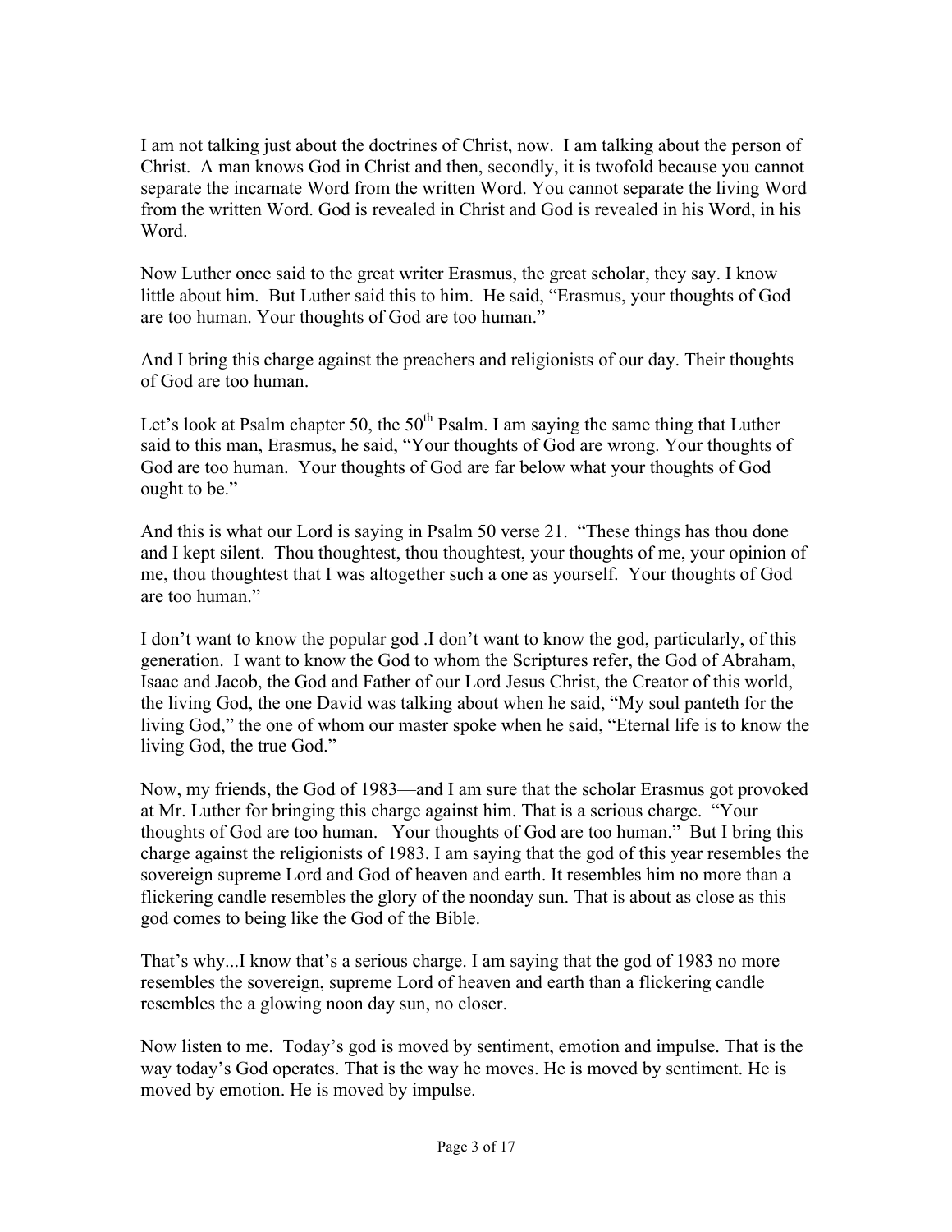I am not talking just about the doctrines of Christ, now. I am talking about the person of Christ. A man knows God in Christ and then, secondly, it is twofold because you cannot separate the incarnate Word from the written Word. You cannot separate the living Word from the written Word. God is revealed in Christ and God is revealed in his Word, in his Word.

Now Luther once said to the great writer Erasmus, the great scholar, they say. I know little about him. But Luther said this to him. He said, "Erasmus, your thoughts of God are too human. Your thoughts of God are too human."

And I bring this charge against the preachers and religionists of our day. Their thoughts of God are too human.

Let's look at Psalm chapter 50, the 50th Psalm. I am saying the same thing that Luther said to this man, Erasmus, he said, "Your thoughts of God are wrong. Your thoughts of God are too human. Your thoughts of God are far below what your thoughts of God ought to be."

And this is what our Lord is saying in Psalm 50 verse 21. "These things has thou done and I kept silent. Thou thoughtest, thou thoughtest, your thoughts of me, your opinion of me, thou thoughtest that I was altogether such a one as yourself. Your thoughts of God are too human."

I don't want to know the popular god .I don't want to know the god, particularly, of this generation. I want to know the God to whom the Scriptures refer, the God of Abraham, Isaac and Jacob, the God and Father of our Lord Jesus Christ, the Creator of this world, the living God, the one David was talking about when he said, "My soul panteth for the living God," the one of whom our master spoke when he said, "Eternal life is to know the living God, the true God."

Now, my friends, the God of 1983—and I am sure that the scholar Erasmus got provoked at Mr. Luther for bringing this charge against him. That is a serious charge. "Your thoughts of God are too human. Your thoughts of God are too human." But I bring this charge against the religionists of 1983. I am saying that the god of this year resembles the sovereign supreme Lord and God of heaven and earth. It resembles him no more than a flickering candle resembles the glory of the noonday sun. That is about as close as this god comes to being like the God of the Bible.

That's why...I know that's a serious charge. I am saying that the god of 1983 no more resembles the sovereign, supreme Lord of heaven and earth than a flickering candle resembles the a glowing noon day sun, no closer.

Now listen to me. Today's god is moved by sentiment, emotion and impulse. That is the way today's God operates. That is the way he moves. He is moved by sentiment. He is moved by emotion. He is moved by impulse.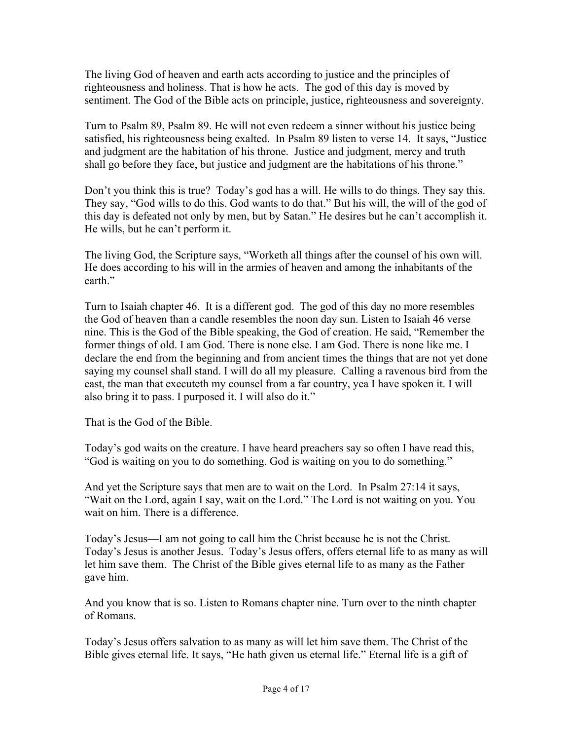The living God of heaven and earth acts according to justice and the principles of righteousness and holiness. That is how he acts. The god of this day is moved by sentiment. The God of the Bible acts on principle, justice, righteousness and sovereignty.

Turn to Psalm 89, Psalm 89. He will not even redeem a sinner without his justice being satisfied, his righteousness being exalted. In Psalm 89 listen to verse 14. It says, "Justice and judgment are the habitation of his throne. Justice and judgment, mercy and truth shall go before they face, but justice and judgment are the habitations of his throne."

Don't you think this is true? Today's god has a will. He wills to do things. They say this. They say, "God wills to do this. God wants to do that." But his will, the will of the god of this day is defeated not only by men, but by Satan." He desires but he can't accomplish it. He wills, but he can't perform it.

The living God, the Scripture says, "Worketh all things after the counsel of his own will. He does according to his will in the armies of heaven and among the inhabitants of the earth."

Turn to Isaiah chapter 46. It is a different god. The god of this day no more resembles the God of heaven than a candle resembles the noon day sun. Listen to Isaiah 46 verse nine. This is the God of the Bible speaking, the God of creation. He said, "Remember the former things of old. I am God. There is none else. I am God. There is none like me. I declare the end from the beginning and from ancient times the things that are not yet done saying my counsel shall stand. I will do all my pleasure. Calling a ravenous bird from the east, the man that executeth my counsel from a far country, yea I have spoken it. I will also bring it to pass. I purposed it. I will also do it."

That is the God of the Bible.

Today's god waits on the creature. I have heard preachers say so often I have read this, "God is waiting on you to do something. God is waiting on you to do something."

And yet the Scripture says that men are to wait on the Lord. In Psalm 27:14 it says, "Wait on the Lord, again I say, wait on the Lord." The Lord is not waiting on you. You wait on him. There is a difference.

Today's Jesus—I am not going to call him the Christ because he is not the Christ. Today's Jesus is another Jesus. Today's Jesus offers, offers eternal life to as many as will let him save them. The Christ of the Bible gives eternal life to as many as the Father gave him.

And you know that is so. Listen to Romans chapter nine. Turn over to the ninth chapter of Romans.

Today's Jesus offers salvation to as many as will let him save them. The Christ of the Bible gives eternal life. It says, "He hath given us eternal life." Eternal life is a gift of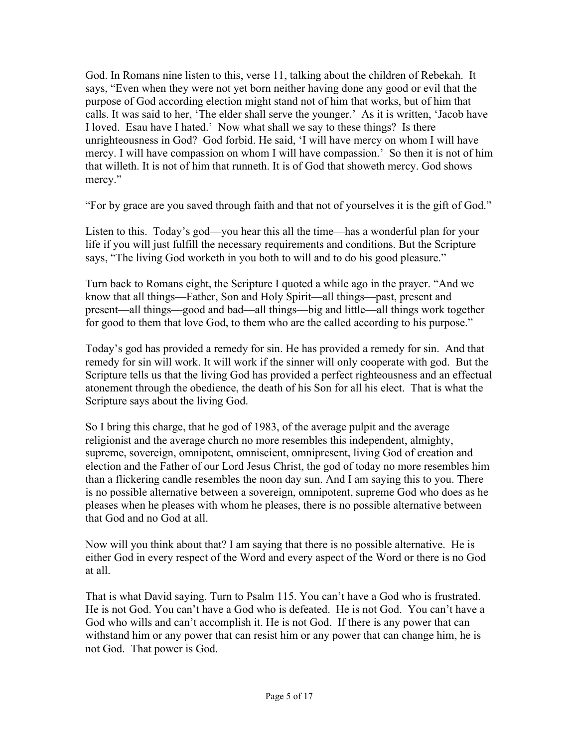God. In Romans nine listen to this, verse 11, talking about the children of Rebekah. It says, "Even when they were not yet born neither having done any good or evil that the purpose of God according election might stand not of him that works, but of him that calls. It was said to her, 'The elder shall serve the younger.' As it is written, 'Jacob have I loved. Esau have I hated.' Now what shall we say to these things? Is there unrighteousness in God? God forbid. He said, 'I will have mercy on whom I will have mercy. I will have compassion on whom I will have compassion.' So then it is not of him that willeth. It is not of him that runneth. It is of God that showeth mercy. God shows mercy."

"For by grace are you saved through faith and that not of yourselves it is the gift of God."

Listen to this. Today's god—you hear this all the time—has a wonderful plan for your life if you will just fulfill the necessary requirements and conditions. But the Scripture says, "The living God worketh in you both to will and to do his good pleasure."

Turn back to Romans eight, the Scripture I quoted a while ago in the prayer. "And we know that all things—Father, Son and Holy Spirit—all things—past, present and present—all things—good and bad—all things—big and little—all things work together for good to them that love God, to them who are the called according to his purpose."

Today's god has provided a remedy for sin. He has provided a remedy for sin. And that remedy for sin will work. It will work if the sinner will only cooperate with god. But the Scripture tells us that the living God has provided a perfect righteousness and an effectual atonement through the obedience, the death of his Son for all his elect. That is what the Scripture says about the living God.

So I bring this charge, that he god of 1983, of the average pulpit and the average religionist and the average church no more resembles this independent, almighty, supreme, sovereign, omnipotent, omniscient, omnipresent, living God of creation and election and the Father of our Lord Jesus Christ, the god of today no more resembles him than a flickering candle resembles the noon day sun. And I am saying this to you. There is no possible alternative between a sovereign, omnipotent, supreme God who does as he pleases when he pleases with whom he pleases, there is no possible alternative between that God and no God at all.

Now will you think about that? I am saying that there is no possible alternative. He is either God in every respect of the Word and every aspect of the Word or there is no God at all.

That is what David saying. Turn to Psalm 115. You can't have a God who is frustrated. He is not God. You can't have a God who is defeated. He is not God. You can't have a God who wills and can't accomplish it. He is not God. If there is any power that can withstand him or any power that can resist him or any power that can change him, he is not God. That power is God.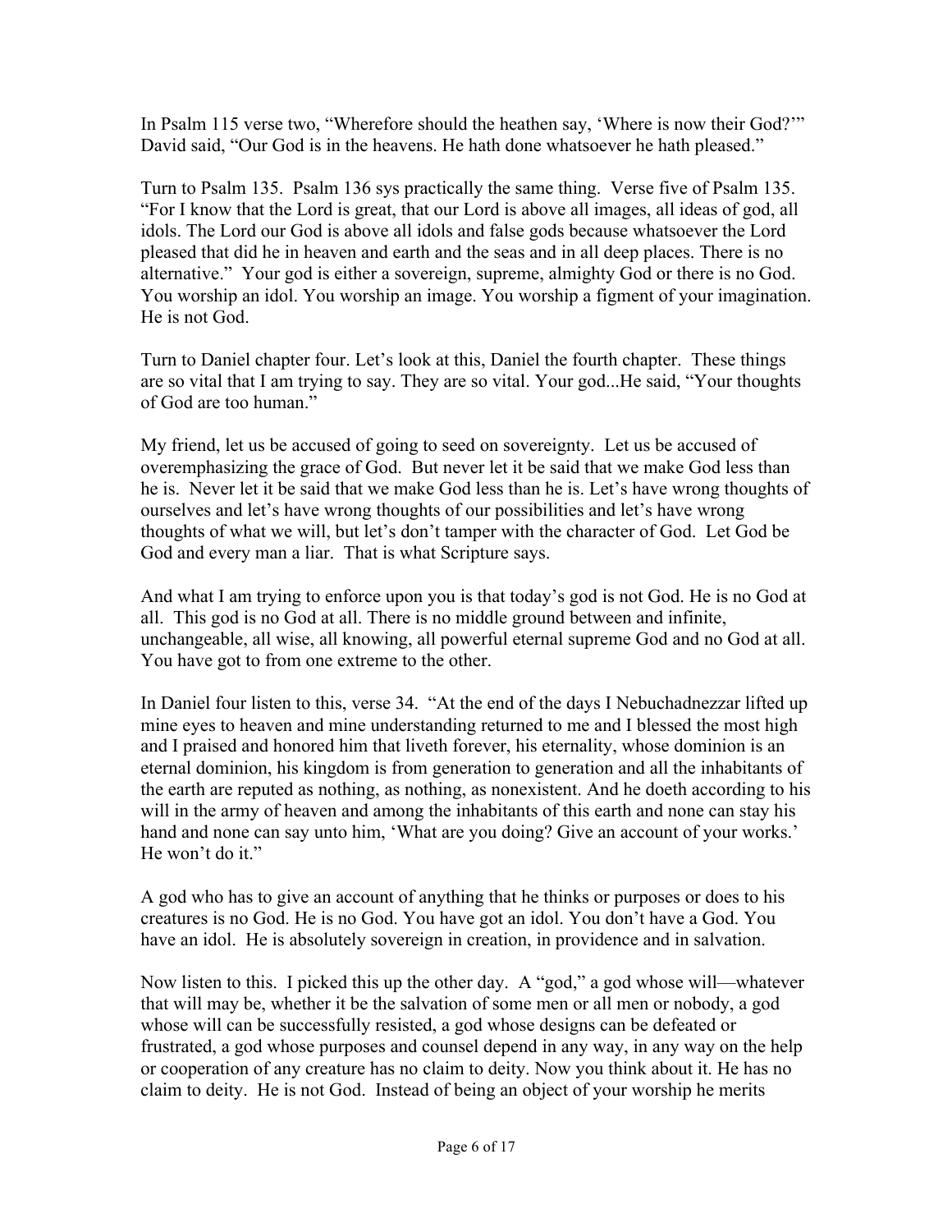In Psalm 115 verse two, "Wherefore should the heathen say, 'Where is now their God?'" David said, "Our God is in the heavens. He hath done whatsoever he hath pleased."

Turn to Psalm 135. Psalm 136 sys practically the same thing. Verse five of Psalm 135. "For I know that the Lord is great, that our Lord is above all images, all ideas of god, all idols. The Lord our God is above all idols and false gods because whatsoever the Lord pleased that did he in heaven and earth and the seas and in all deep places. There is no alternative." Your god is either a sovereign, supreme, almighty God or there is no God. You worship an idol. You worship an image. You worship a figment of your imagination. He is not God.

Turn to Daniel chapter four. Let's look at this, Daniel the fourth chapter. These things are so vital that I am trying to say. They are so vital. Your god...He said, "Your thoughts of God are too human."

My friend, let us be accused of going to seed on sovereignty. Let us be accused of overemphasizing the grace of God. But never let it be said that we make God less than he is. Never let it be said that we make God less than he is. Let's have wrong thoughts of ourselves and let's have wrong thoughts of our possibilities and let's have wrong thoughts of what we will, but let's don't tamper with the character of God. Let God be God and every man a liar. That is what Scripture says.

And what I am trying to enforce upon you is that today's god is not God. He is no God at all. This god is no God at all. There is no middle ground between and infinite, unchangeable, all wise, all knowing, all powerful eternal supreme God and no God at all. You have got to from one extreme to the other.

In Daniel four listen to this, verse 34. "At the end of the days I Nebuchadnezzar lifted up mine eyes to heaven and mine understanding returned to me and I blessed the most high and I praised and honored him that liveth forever, his eternality, whose dominion is an eternal dominion, his kingdom is from generation to generation and all the inhabitants of the earth are reputed as nothing, as nothing, as nonexistent. And he doeth according to his will in the army of heaven and among the inhabitants of this earth and none can stay his hand and none can say unto him, 'What are you doing? Give an account of your works.' He won't do it."

A god who has to give an account of anything that he thinks or purposes or does to his creatures is no God. He is no God. You have got an idol. You don't have a God. You have an idol. He is absolutely sovereign in creation, in providence and in salvation.

Now listen to this. I picked this up the other day. A "god," a god whose will—whatever that will may be, whether it be the salvation of some men or all men or nobody, a god whose will can be successfully resisted, a god whose designs can be defeated or frustrated, a god whose purposes and counsel depend in any way, in any way on the help or cooperation of any creature has no claim to deity. Now you think about it. He has no claim to deity. He is not God. Instead of being an object of your worship he merits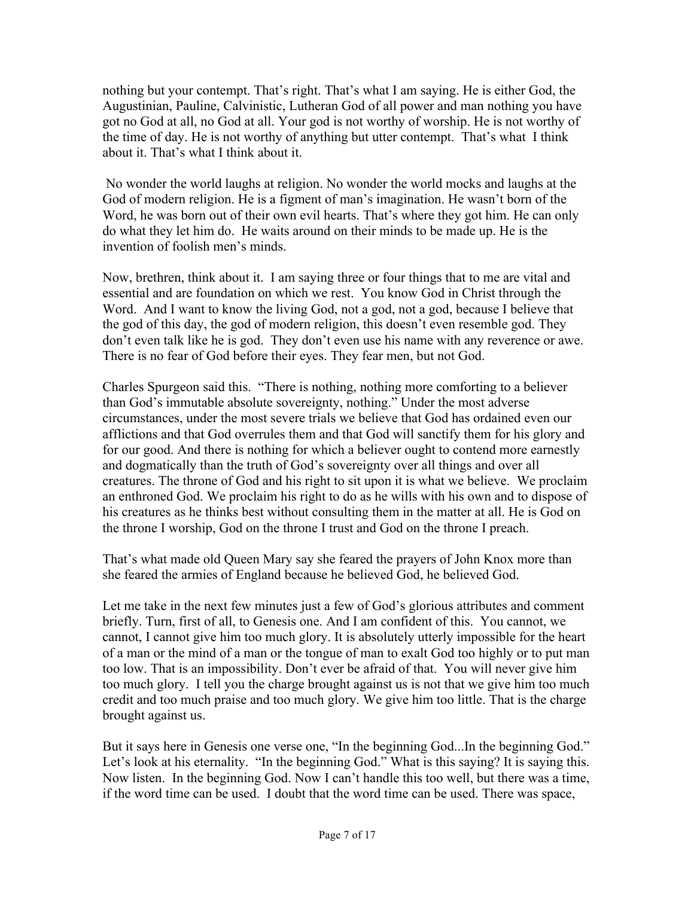nothing but your contempt. That's right. That's what I am saying. He is either God, the Augustinian, Pauline, Calvinistic, Lutheran God of all power and man nothing you have got no God at all, no God at all. Your god is not worthy of worship. He is not worthy of the time of day. He is not worthy of anything but utter contempt. That's what I think about it. That's what I think about it.

No wonder the world laughs at religion. No wonder the world mocks and laughs at the God of modern religion. He is a figment of man's imagination. He wasn't born of the Word, he was born out of their own evil hearts. That's where they got him. He can only do what they let him do. He waits around on their minds to be made up. He is the invention of foolish men's minds.

Now, brethren, think about it. I am saying three or four things that to me are vital and essential and are foundation on which we rest. You know God in Christ through the Word. And I want to know the living God, not a god, not a god, because I believe that the god of this day, the god of modern religion, this doesn't even resemble god. They don't even talk like he is god. They don't even use his name with any reverence or awe. There is no fear of God before their eyes. They fear men, but not God.

Charles Spurgeon said this. "There is nothing, nothing more comforting to a believer than God's immutable absolute sovereignty, nothing." Under the most adverse circumstances, under the most severe trials we believe that God has ordained even our afflictions and that God overrules them and that God will sanctify them for his glory and for our good. And there is nothing for which a believer ought to contend more earnestly and dogmatically than the truth of God's sovereignty over all things and over all creatures. The throne of God and his right to sit upon it is what we believe. We proclaim an enthroned God. We proclaim his right to do as he wills with his own and to dispose of his creatures as he thinks best without consulting them in the matter at all. He is God on the throne I worship, God on the throne I trust and God on the throne I preach.

That's what made old Queen Mary say she feared the prayers of John Knox more than she feared the armies of England because he believed God, he believed God.

Let me take in the next few minutes just a few of God's glorious attributes and comment briefly. Turn, first of all, to Genesis one. And I am confident of this. You cannot, we cannot, I cannot give him too much glory. It is absolutely utterly impossible for the heart of a man or the mind of a man or the tongue of man to exalt God too highly or to put man too low. That is an impossibility. Don't ever be afraid of that. You will never give him too much glory. I tell you the charge brought against us is not that we give him too much credit and too much praise and too much glory. We give him too little. That is the charge brought against us.

But it says here in Genesis one verse one, "In the beginning God...In the beginning God." Let's look at his eternality. "In the beginning God." What is this saying? It is saying this. Now listen. In the beginning God. Now I can't handle this too well, but there was a time, if the word time can be used. I doubt that the word time can be used. There was space,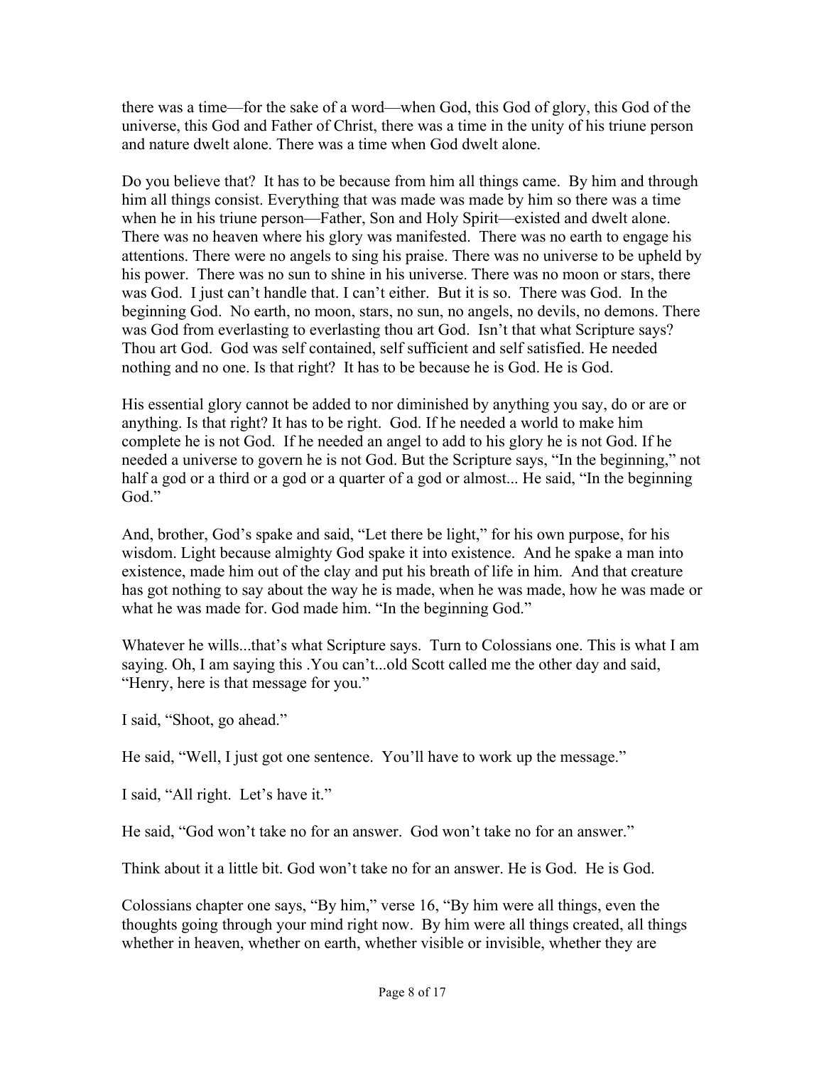there was a time—for the sake of a word—when God, this God of glory, this God of the universe, this God and Father of Christ, there was a time in the unity of his triune person and nature dwelt alone. There was a time when God dwelt alone.

Do you believe that? It has to be because from him all things came. By him and through him all things consist. Everything that was made was made by him so there was a time when he in his triune person—Father, Son and Holy Spirit—existed and dwelt alone. There was no heaven where his glory was manifested. There was no earth to engage his attentions. There were no angels to sing his praise. There was no universe to be upheld by his power. There was no sun to shine in his universe. There was no moon or stars, there was God. I just can't handle that. I can't either. But it is so. There was God. In the beginning God. No earth, no moon, stars, no sun, no angels, no devils, no demons. There was God from everlasting to everlasting thou art God. Isn't that what Scripture says? Thou art God. God was self contained, self sufficient and self satisfied. He needed nothing and no one. Is that right? It has to be because he is God. He is God.

His essential glory cannot be added to nor diminished by anything you say, do or are or anything. Is that right? It has to be right. God. If he needed a world to make him complete he is not God. If he needed an angel to add to his glory he is not God. If he needed a universe to govern he is not God. But the Scripture says, "In the beginning," not half a god or a third or a god or a quarter of a god or almost... He said, "In the beginning God."

And, brother, God's spake and said, "Let there be light," for his own purpose, for his wisdom. Light because almighty God spake it into existence. And he spake a man into existence, made him out of the clay and put his breath of life in him. And that creature has got nothing to say about the way he is made, when he was made, how he was made or what he was made for. God made him. "In the beginning God."

Whatever he wills...that's what Scripture says. Turn to Colossians one. This is what I am saying. Oh, I am saying this .You can't...old Scott called me the other day and said, "Henry, here is that message for you."

I said, "Shoot, go ahead."

He said, "Well, I just got one sentence. You'll have to work up the message."

I said, "All right. Let's have it."

He said, "God won't take no for an answer. God won't take no for an answer."

Think about it a little bit. God won't take no for an answer. He is God. He is God.

Colossians chapter one says, "By him," verse 16, "By him were all things, even the thoughts going through your mind right now. By him were all things created, all things whether in heaven, whether on earth, whether visible or invisible, whether they are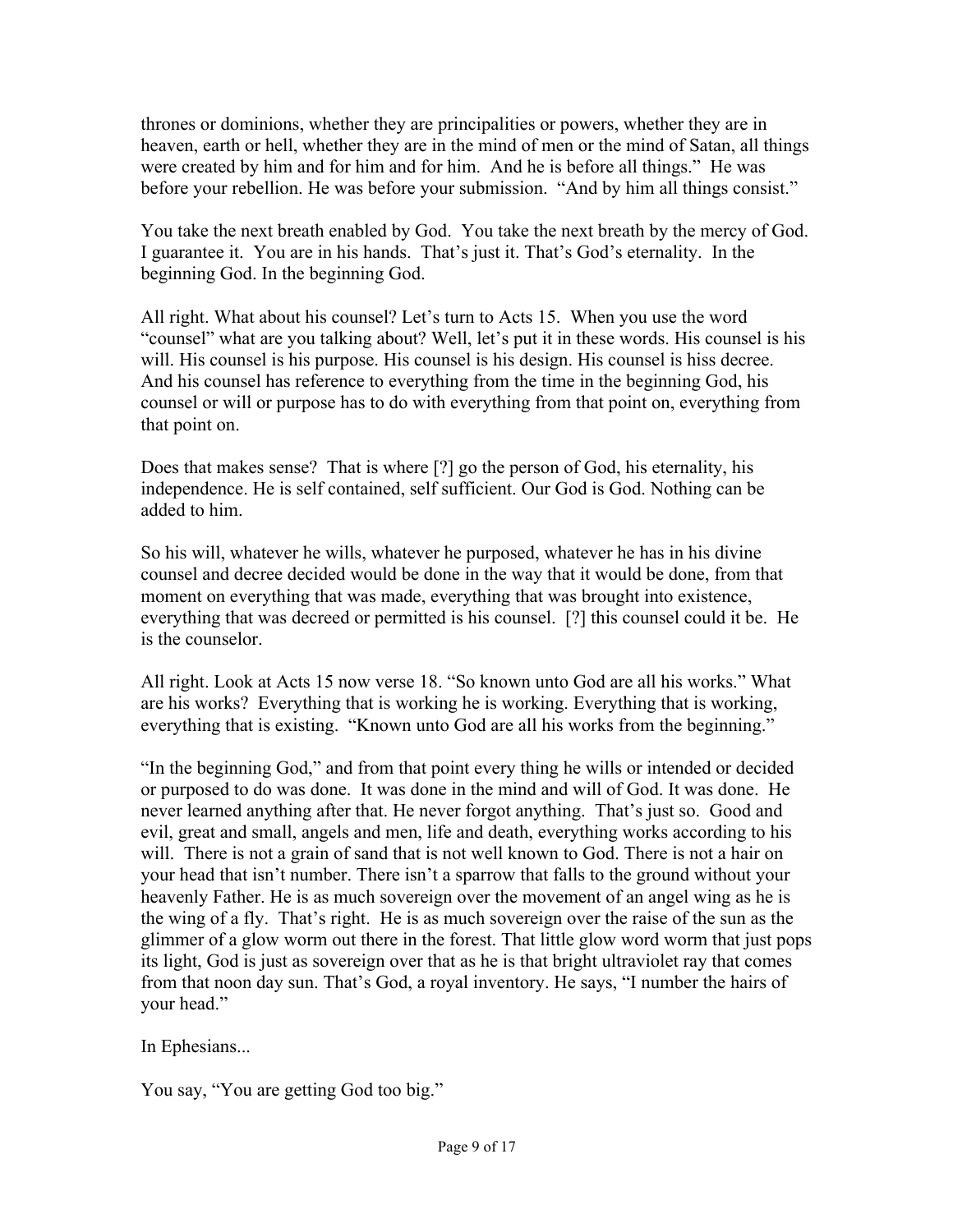thrones or dominions, whether they are principalities or powers, whether they are in heaven, earth or hell, whether they are in the mind of men or the mind of Satan, all things were created by him and for him and for him. And he is before all things." He was before your rebellion. He was before your submission. "And by him all things consist."

You take the next breath enabled by God. You take the next breath by the mercy of God. I guarantee it. You are in his hands. That's just it. That's God's eternality. In the beginning God. In the beginning God.

All right. What about his counsel? Let's turn to Acts 15. When you use the word "counsel" what are you talking about? Well, let's put it in these words. His counsel is his will. His counsel is his purpose. His counsel is his design. His counsel is hiss decree. And his counsel has reference to everything from the time in the beginning God, his counsel or will or purpose has to do with everything from that point on, everything from that point on.

Does that makes sense? That is where [?] go the person of God, his eternality, his independence. He is self contained, self sufficient. Our God is God. Nothing can be added to him.

So his will, whatever he wills, whatever he purposed, whatever he has in his divine counsel and decree decided would be done in the way that it would be done, from that moment on everything that was made, everything that was brought into existence, everything that was decreed or permitted is his counsel. [?] this counsel could it be. He is the counselor.

All right. Look at Acts 15 now verse 18. "So known unto God are all his works." What are his works? Everything that is working he is working. Everything that is working, everything that is existing. "Known unto God are all his works from the beginning."

"In the beginning God," and from that point every thing he wills or intended or decided or purposed to do was done. It was done in the mind and will of God. It was done. He never learned anything after that. He never forgot anything. That's just so. Good and evil, great and small, angels and men, life and death, everything works according to his will. There is not a grain of sand that is not well known to God. There is not a hair on your head that isn't number. There isn't a sparrow that falls to the ground without your heavenly Father. He is as much sovereign over the movement of an angel wing as he is the wing of a fly. That's right. He is as much sovereign over the raise of the sun as the glimmer of a glow worm out there in the forest. That little glow word worm that just pops its light, God is just as sovereign over that as he is that bright ultraviolet ray that comes from that noon day sun. That's God, a royal inventory. He says, "I number the hairs of your head."

In Ephesians...

You say, "You are getting God too big."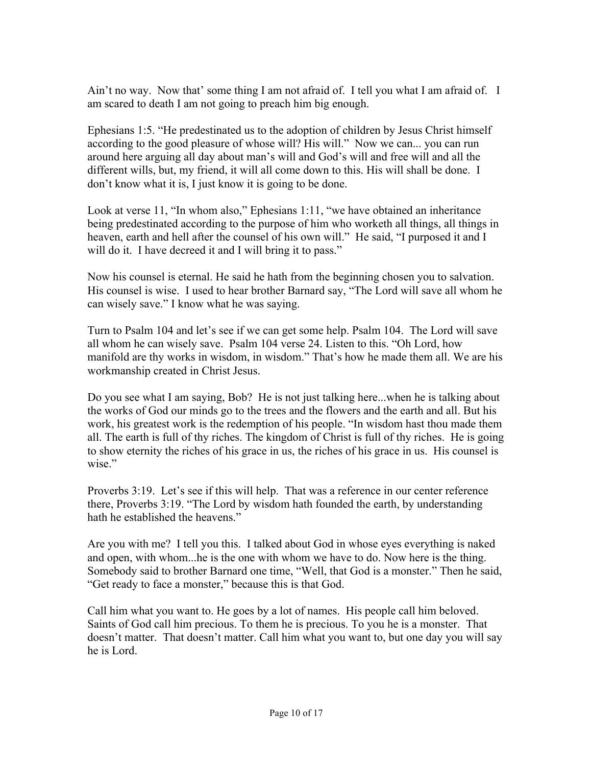Ain't no way. Now that' some thing I am not afraid of. I tell you what I am afraid of. I am scared to death I am not going to preach him big enough.

Ephesians 1:5. "He predestinated us to the adoption of children by Jesus Christ himself according to the good pleasure of whose will? His will." Now we can... you can run around here arguing all day about man's will and God's will and free will and all the different wills, but, my friend, it will all come down to this. His will shall be done. I don't know what it is, I just know it is going to be done.

Look at verse 11, "In whom also," Ephesians 1:11, "we have obtained an inheritance being predestinated according to the purpose of him who worketh all things, all things in heaven, earth and hell after the counsel of his own will." He said, "I purposed it and I will do it. I have decreed it and I will bring it to pass."

Now his counsel is eternal. He said he hath from the beginning chosen you to salvation. His counsel is wise. I used to hear brother Barnard say, "The Lord will save all whom he can wisely save." I know what he was saying.

Turn to Psalm 104 and let's see if we can get some help. Psalm 104. The Lord will save all whom he can wisely save. Psalm 104 verse 24. Listen to this. "Oh Lord, how manifold are thy works in wisdom, in wisdom." That's how he made them all. We are his workmanship created in Christ Jesus.

Do you see what I am saying, Bob? He is not just talking here...when he is talking about the works of God our minds go to the trees and the flowers and the earth and all. But his work, his greatest work is the redemption of his people. "In wisdom hast thou made them all. The earth is full of thy riches. The kingdom of Christ is full of thy riches. He is going to show eternity the riches of his grace in us, the riches of his grace in us. His counsel is wise."

Proverbs 3:19. Let's see if this will help. That was a reference in our center reference there, Proverbs 3:19. "The Lord by wisdom hath founded the earth, by understanding hath he established the heavens."

Are you with me? I tell you this. I talked about God in whose eyes everything is naked and open, with whom...he is the one with whom we have to do. Now here is the thing. Somebody said to brother Barnard one time, "Well, that God is a monster." Then he said, "Get ready to face a monster," because this is that God.

Call him what you want to. He goes by a lot of names. His people call him beloved. Saints of God call him precious. To them he is precious. To you he is a monster. That doesn't matter. That doesn't matter. Call him what you want to, but one day you will say he is Lord.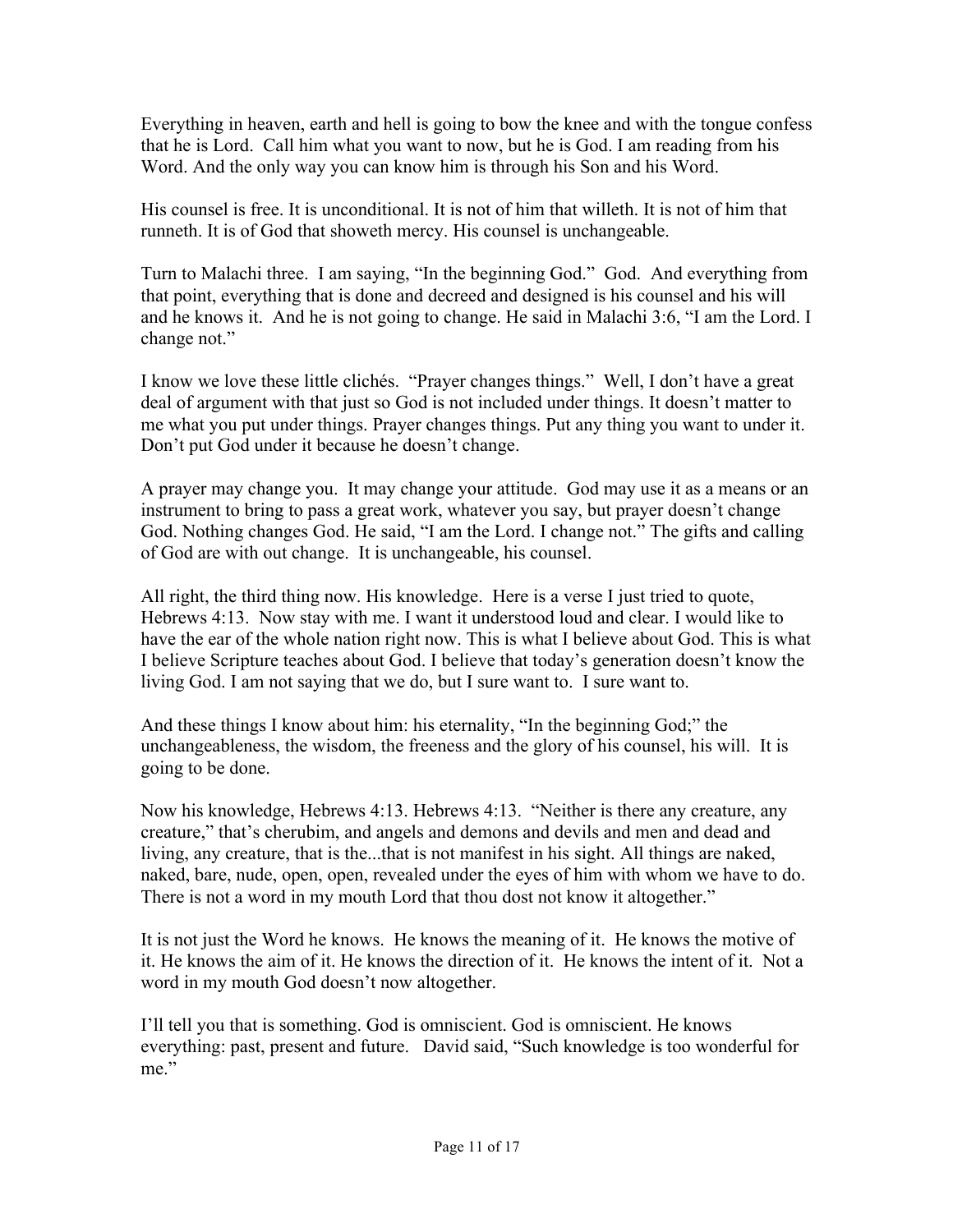Everything in heaven, earth and hell is going to bow the knee and with the tongue confess that he is Lord. Call him what you want to now, but he is God. I am reading from his Word. And the only way you can know him is through his Son and his Word.

His counsel is free. It is unconditional. It is not of him that willeth. It is not of him that runneth. It is of God that showeth mercy. His counsel is unchangeable.

Turn to Malachi three. I am saying, "In the beginning God." God. And everything from that point, everything that is done and decreed and designed is his counsel and his will and he knows it. And he is not going to change. He said in Malachi 3:6, "I am the Lord. I change not."

I know we love these little clichés. "Prayer changes things." Well, I don't have a great deal of argument with that just so God is not included under things. It doesn't matter to me what you put under things. Prayer changes things. Put any thing you want to under it. Don't put God under it because he doesn't change.

A prayer may change you. It may change your attitude. God may use it as a means or an instrument to bring to pass a great work, whatever you say, but prayer doesn't change God. Nothing changes God. He said, "I am the Lord. I change not." The gifts and calling of God are with out change. It is unchangeable, his counsel.

All right, the third thing now. His knowledge. Here is a verse I just tried to quote, Hebrews 4:13. Now stay with me. I want it understood loud and clear. I would like to have the ear of the whole nation right now. This is what I believe about God. This is what I believe Scripture teaches about God. I believe that today's generation doesn't know the living God. I am not saying that we do, but I sure want to. I sure want to.

And these things I know about him: his eternality, "In the beginning God;" the unchangeableness, the wisdom, the freeness and the glory of his counsel, his will. It is going to be done.

Now his knowledge, Hebrews 4:13. Hebrews 4:13. "Neither is there any creature, any creature," that's cherubim, and angels and demons and devils and men and dead and living, any creature, that is the...that is not manifest in his sight. All things are naked, naked, bare, nude, open, open, revealed under the eyes of him with whom we have to do. There is not a word in my mouth Lord that thou dost not know it altogether."

It is not just the Word he knows. He knows the meaning of it. He knows the motive of it. He knows the aim of it. He knows the direction of it. He knows the intent of it. Not a word in my mouth God doesn't now altogether.

I'll tell you that is something. God is omniscient. God is omniscient. He knows everything: past, present and future. David said, "Such knowledge is too wonderful for me."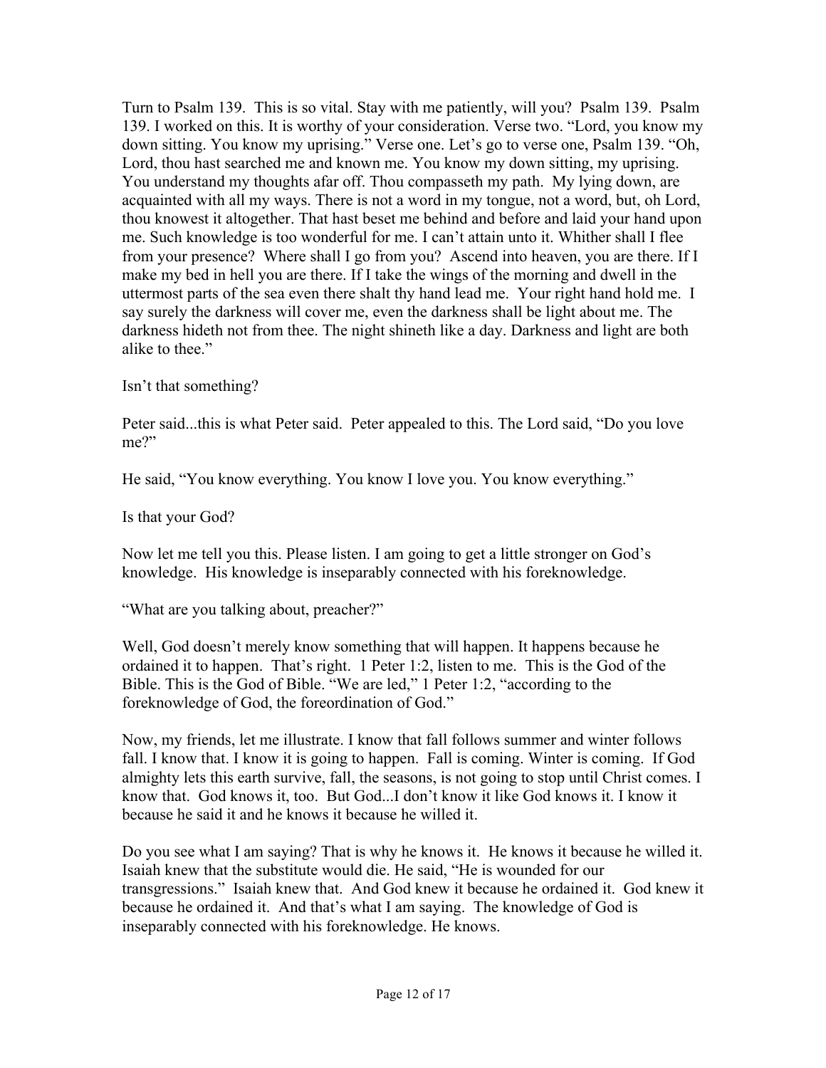Turn to Psalm 139. This is so vital. Stay with me patiently, will you? Psalm 139. Psalm 139. I worked on this. It is worthy of your consideration. Verse two. "Lord, you know my down sitting. You know my uprising." Verse one. Let's go to verse one, Psalm 139. "Oh, Lord, thou hast searched me and known me. You know my down sitting, my uprising. You understand my thoughts afar off. Thou compasseth my path. My lying down, are acquainted with all my ways. There is not a word in my tongue, not a word, but, oh Lord, thou knowest it altogether. That hast beset me behind and before and laid your hand upon me. Such knowledge is too wonderful for me. I can't attain unto it. Whither shall I flee from your presence? Where shall I go from you? Ascend into heaven, you are there. If I make my bed in hell you are there. If I take the wings of the morning and dwell in the uttermost parts of the sea even there shalt thy hand lead me. Your right hand hold me. I say surely the darkness will cover me, even the darkness shall be light about me. The darkness hideth not from thee. The night shineth like a day. Darkness and light are both alike to thee."

Isn't that something?

Peter said...this is what Peter said. Peter appealed to this. The Lord said, "Do you love me?"

He said, "You know everything. You know I love you. You know everything."

Is that your God?

Now let me tell you this. Please listen. I am going to get a little stronger on God's knowledge. His knowledge is inseparably connected with his foreknowledge.

"What are you talking about, preacher?"

Well, God doesn't merely know something that will happen. It happens because he ordained it to happen. That's right. 1 Peter 1:2, listen to me. This is the God of the Bible. This is the God of Bible. "We are led," 1 Peter 1:2, "according to the foreknowledge of God, the foreordination of God."

Now, my friends, let me illustrate. I know that fall follows summer and winter follows fall. I know that. I know it is going to happen. Fall is coming. Winter is coming. If God almighty lets this earth survive, fall, the seasons, is not going to stop until Christ comes. I know that. God knows it, too. But God...I don't know it like God knows it. I know it because he said it and he knows it because he willed it.

Do you see what I am saying? That is why he knows it. He knows it because he willed it. Isaiah knew that the substitute would die. He said, "He is wounded for our transgressions." Isaiah knew that. And God knew it because he ordained it. God knew it because he ordained it. And that's what I am saying. The knowledge of God is inseparably connected with his foreknowledge. He knows.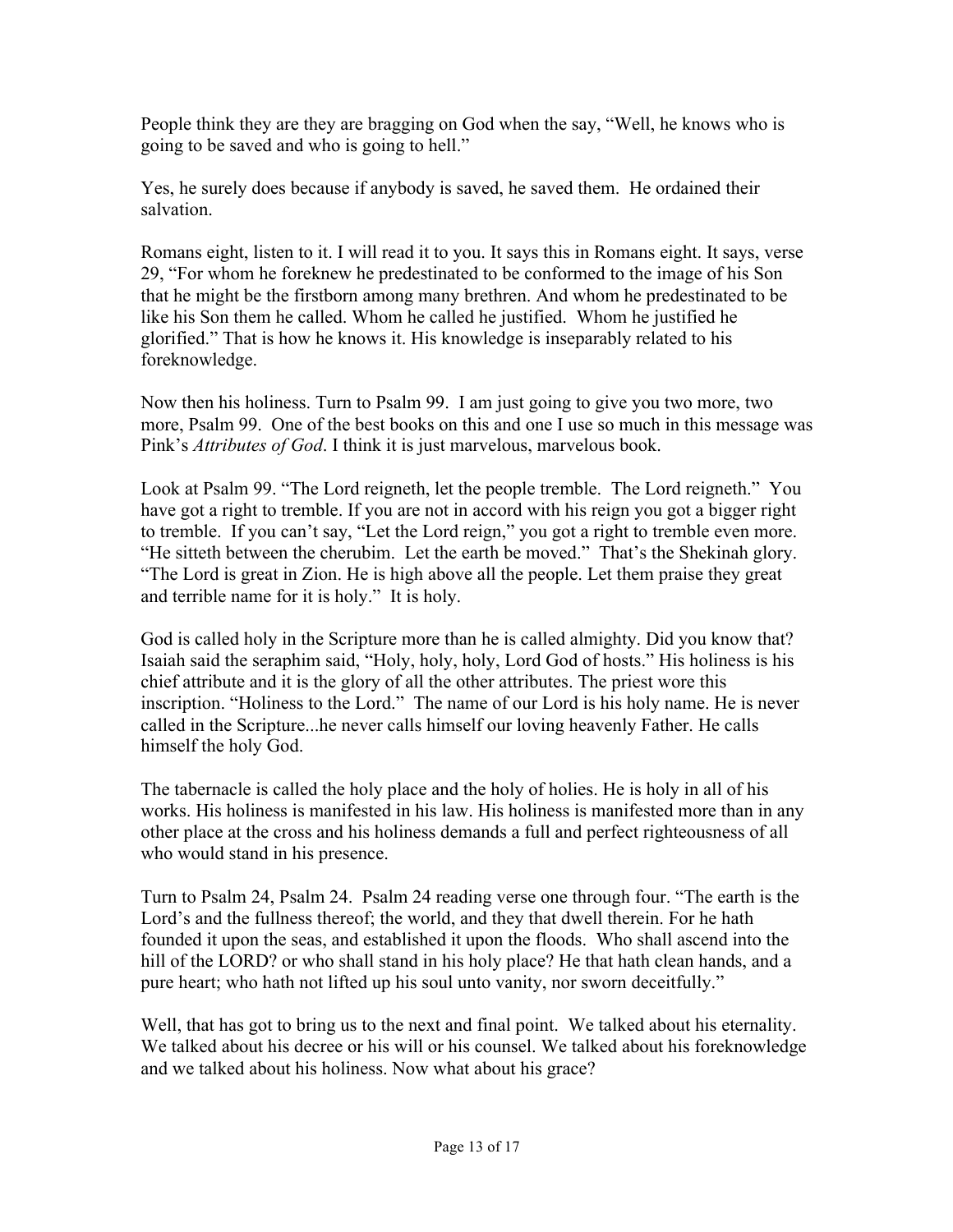People think they are they are bragging on God when the say, "Well, he knows who is going to be saved and who is going to hell."

Yes, he surely does because if anybody is saved, he saved them. He ordained their salvation.

Romans eight, listen to it. I will read it to you. It says this in Romans eight. It says, verse 29, "For whom he foreknew he predestinated to be conformed to the image of his Son that he might be the firstborn among many brethren. And whom he predestinated to be like his Son them he called. Whom he called he justified. Whom he justified he glorified." That is how he knows it. His knowledge is inseparably related to his foreknowledge.

Now then his holiness. Turn to Psalm 99. I am just going to give you two more, two more, Psalm 99. One of the best books on this and one I use so much in this message was Pink's *Attributes of God*. I think it is just marvelous, marvelous book.

Look at Psalm 99. "The Lord reigneth, let the people tremble. The Lord reigneth." You have got a right to tremble. If you are not in accord with his reign you got a bigger right to tremble. If you can't say, "Let the Lord reign," you got a right to tremble even more. "He sitteth between the cherubim. Let the earth be moved." That's the Shekinah glory. "The Lord is great in Zion. He is high above all the people. Let them praise they great and terrible name for it is holy." It is holy.

God is called holy in the Scripture more than he is called almighty. Did you know that? Isaiah said the seraphim said, "Holy, holy, holy, Lord God of hosts." His holiness is his chief attribute and it is the glory of all the other attributes. The priest wore this inscription. "Holiness to the Lord." The name of our Lord is his holy name. He is never called in the Scripture...he never calls himself our loving heavenly Father. He calls himself the holy God.

The tabernacle is called the holy place and the holy of holies. He is holy in all of his works. His holiness is manifested in his law. His holiness is manifested more than in any other place at the cross and his holiness demands a full and perfect righteousness of all who would stand in his presence.

Turn to Psalm 24, Psalm 24. Psalm 24 reading verse one through four. "The earth is the Lord's and the fullness thereof; the world, and they that dwell therein. For he hath founded it upon the seas, and established it upon the floods. Who shall ascend into the hill of the LORD? or who shall stand in his holy place? He that hath clean hands, and a pure heart; who hath not lifted up his soul unto vanity, nor sworn deceitfully."

Well, that has got to bring us to the next and final point. We talked about his eternality. We talked about his decree or his will or his counsel. We talked about his foreknowledge and we talked about his holiness. Now what about his grace?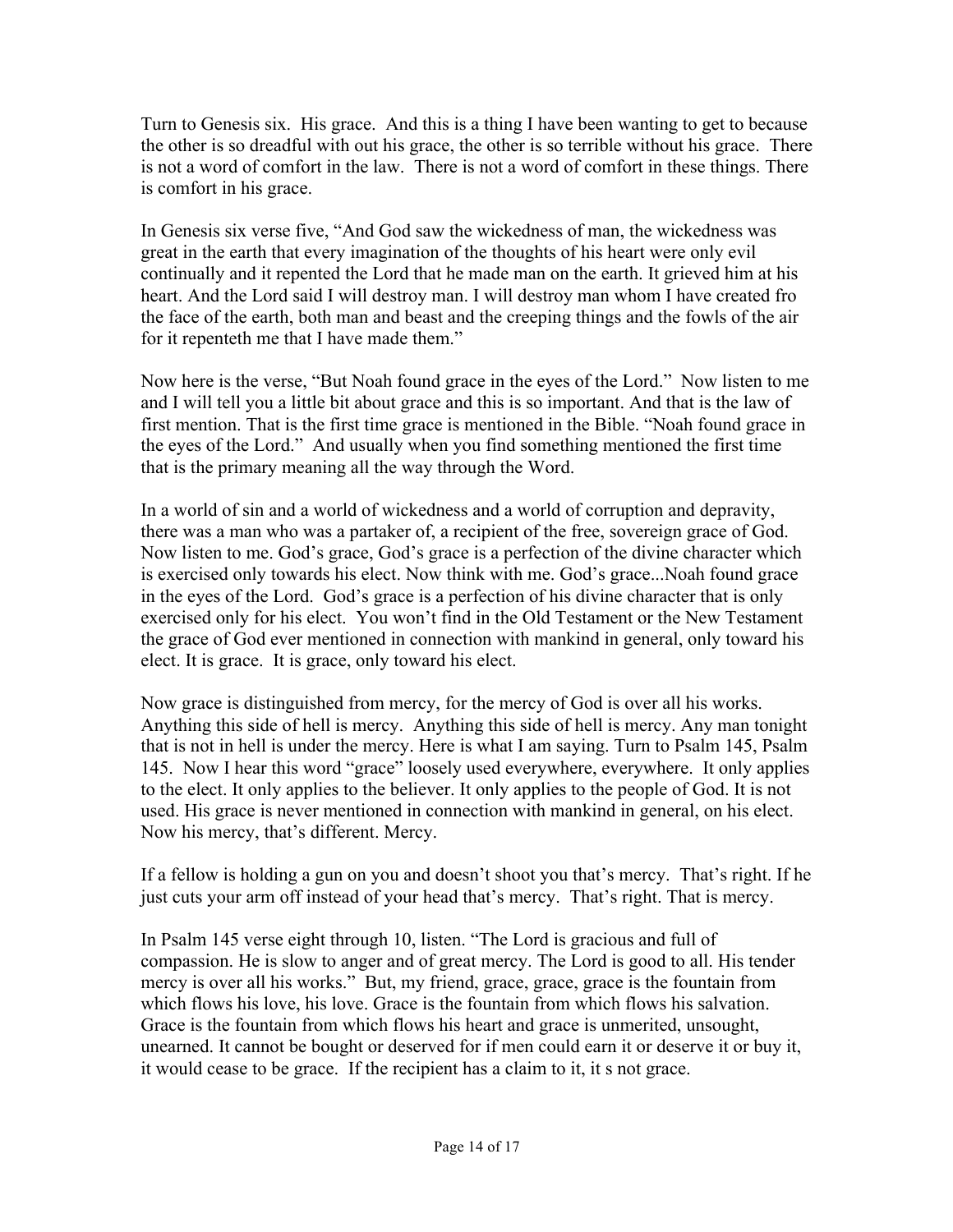Turn to Genesis six. His grace. And this is a thing I have been wanting to get to because the other is so dreadful with out his grace, the other is so terrible without his grace. There is not a word of comfort in the law. There is not a word of comfort in these things. There is comfort in his grace.

In Genesis six verse five, "And God saw the wickedness of man, the wickedness was great in the earth that every imagination of the thoughts of his heart were only evil continually and it repented the Lord that he made man on the earth. It grieved him at his heart. And the Lord said I will destroy man. I will destroy man whom I have created fro the face of the earth, both man and beast and the creeping things and the fowls of the air for it repenteth me that I have made them."

Now here is the verse, "But Noah found grace in the eyes of the Lord." Now listen to me and I will tell you a little bit about grace and this is so important. And that is the law of first mention. That is the first time grace is mentioned in the Bible. "Noah found grace in the eyes of the Lord." And usually when you find something mentioned the first time that is the primary meaning all the way through the Word.

In a world of sin and a world of wickedness and a world of corruption and depravity, there was a man who was a partaker of, a recipient of the free, sovereign grace of God. Now listen to me. God's grace, God's grace is a perfection of the divine character which is exercised only towards his elect. Now think with me. God's grace...Noah found grace in the eyes of the Lord. God's grace is a perfection of his divine character that is only exercised only for his elect. You won't find in the Old Testament or the New Testament the grace of God ever mentioned in connection with mankind in general, only toward his elect. It is grace. It is grace, only toward his elect.

Now grace is distinguished from mercy, for the mercy of God is over all his works. Anything this side of hell is mercy. Anything this side of hell is mercy. Any man tonight that is not in hell is under the mercy. Here is what I am saying. Turn to Psalm 145, Psalm 145. Now I hear this word "grace" loosely used everywhere, everywhere. It only applies to the elect. It only applies to the believer. It only applies to the people of God. It is not used. His grace is never mentioned in connection with mankind in general, on his elect. Now his mercy, that's different. Mercy.

If a fellow is holding a gun on you and doesn't shoot you that's mercy. That's right. If he just cuts your arm off instead of your head that's mercy. That's right. That is mercy.

In Psalm 145 verse eight through 10, listen. "The Lord is gracious and full of compassion. He is slow to anger and of great mercy. The Lord is good to all. His tender mercy is over all his works." But, my friend, grace, grace, grace is the fountain from which flows his love, his love. Grace is the fountain from which flows his salvation. Grace is the fountain from which flows his heart and grace is unmerited, unsought, unearned. It cannot be bought or deserved for if men could earn it or deserve it or buy it, it would cease to be grace. If the recipient has a claim to it, it s not grace.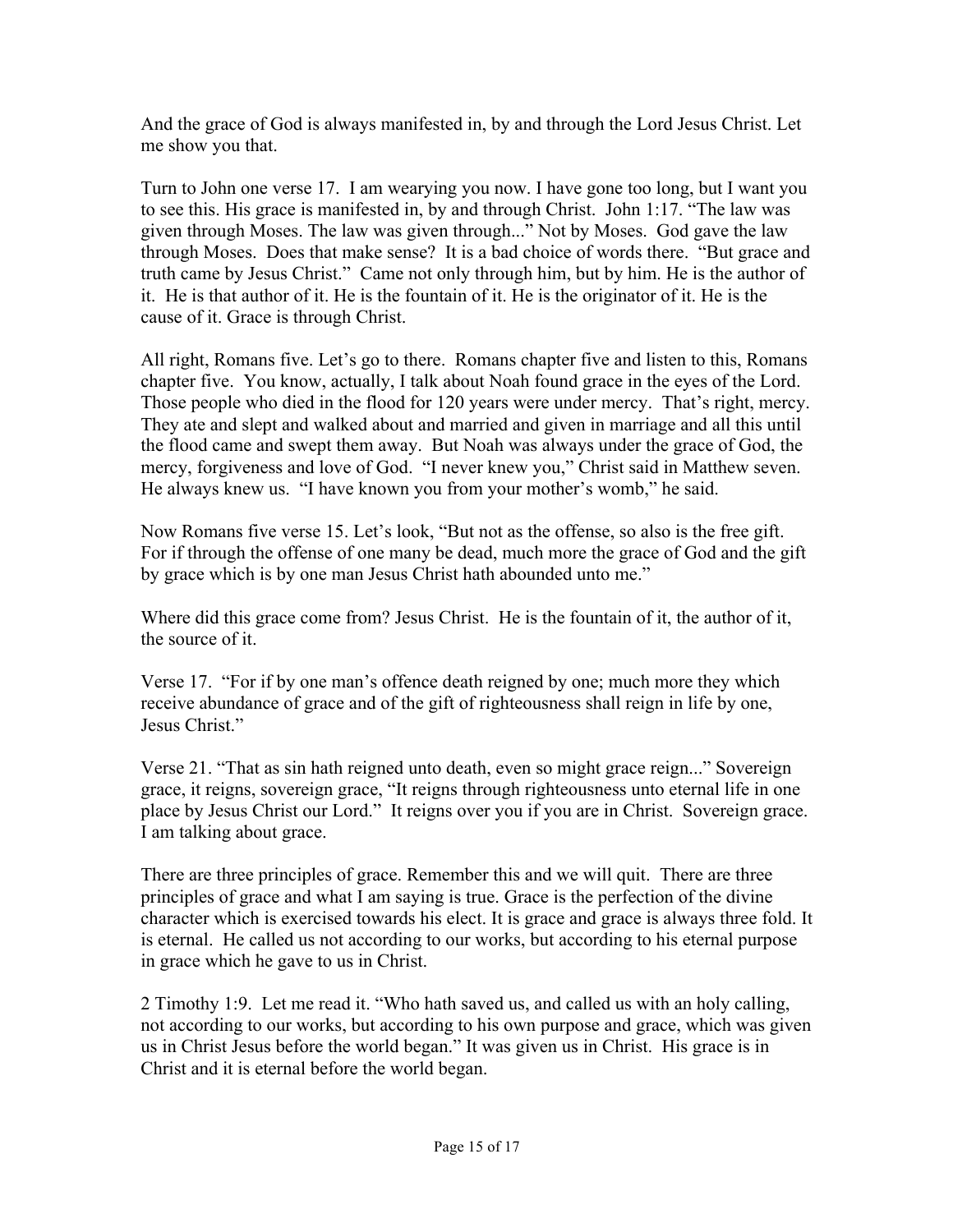And the grace of God is always manifested in, by and through the Lord Jesus Christ. Let me show you that.

Turn to John one verse 17. I am wearying you now. I have gone too long, but I want you to see this. His grace is manifested in, by and through Christ. John 1:17. "The law was given through Moses. The law was given through..." Not by Moses. God gave the law through Moses. Does that make sense? It is a bad choice of words there. "But grace and truth came by Jesus Christ." Came not only through him, but by him. He is the author of it. He is that author of it. He is the fountain of it. He is the originator of it. He is the cause of it. Grace is through Christ.

All right, Romans five. Let's go to there. Romans chapter five and listen to this, Romans chapter five. You know, actually, I talk about Noah found grace in the eyes of the Lord. Those people who died in the flood for 120 years were under mercy. That's right, mercy. They ate and slept and walked about and married and given in marriage and all this until the flood came and swept them away. But Noah was always under the grace of God, the mercy, forgiveness and love of God. "I never knew you," Christ said in Matthew seven. He always knew us. "I have known you from your mother's womb," he said.

Now Romans five verse 15. Let's look, "But not as the offense, so also is the free gift. For if through the offense of one many be dead, much more the grace of God and the gift by grace which is by one man Jesus Christ hath abounded unto me."

Where did this grace come from? Jesus Christ. He is the fountain of it, the author of it, the source of it.

Verse 17. "For if by one man's offence death reigned by one; much more they which receive abundance of grace and of the gift of righteousness shall reign in life by one, Jesus Christ."

Verse 21. "That as sin hath reigned unto death, even so might grace reign..." Sovereign grace, it reigns, sovereign grace, "It reigns through righteousness unto eternal life in one place by Jesus Christ our Lord." It reigns over you if you are in Christ. Sovereign grace. I am talking about grace.

There are three principles of grace. Remember this and we will quit. There are three principles of grace and what I am saying is true. Grace is the perfection of the divine character which is exercised towards his elect. It is grace and grace is always three fold. It is eternal. He called us not according to our works, but according to his eternal purpose in grace which he gave to us in Christ.

2 Timothy 1:9. Let me read it. "Who hath saved us, and called us with an holy calling, not according to our works, but according to his own purpose and grace, which was given us in Christ Jesus before the world began." It was given us in Christ. His grace is in Christ and it is eternal before the world began.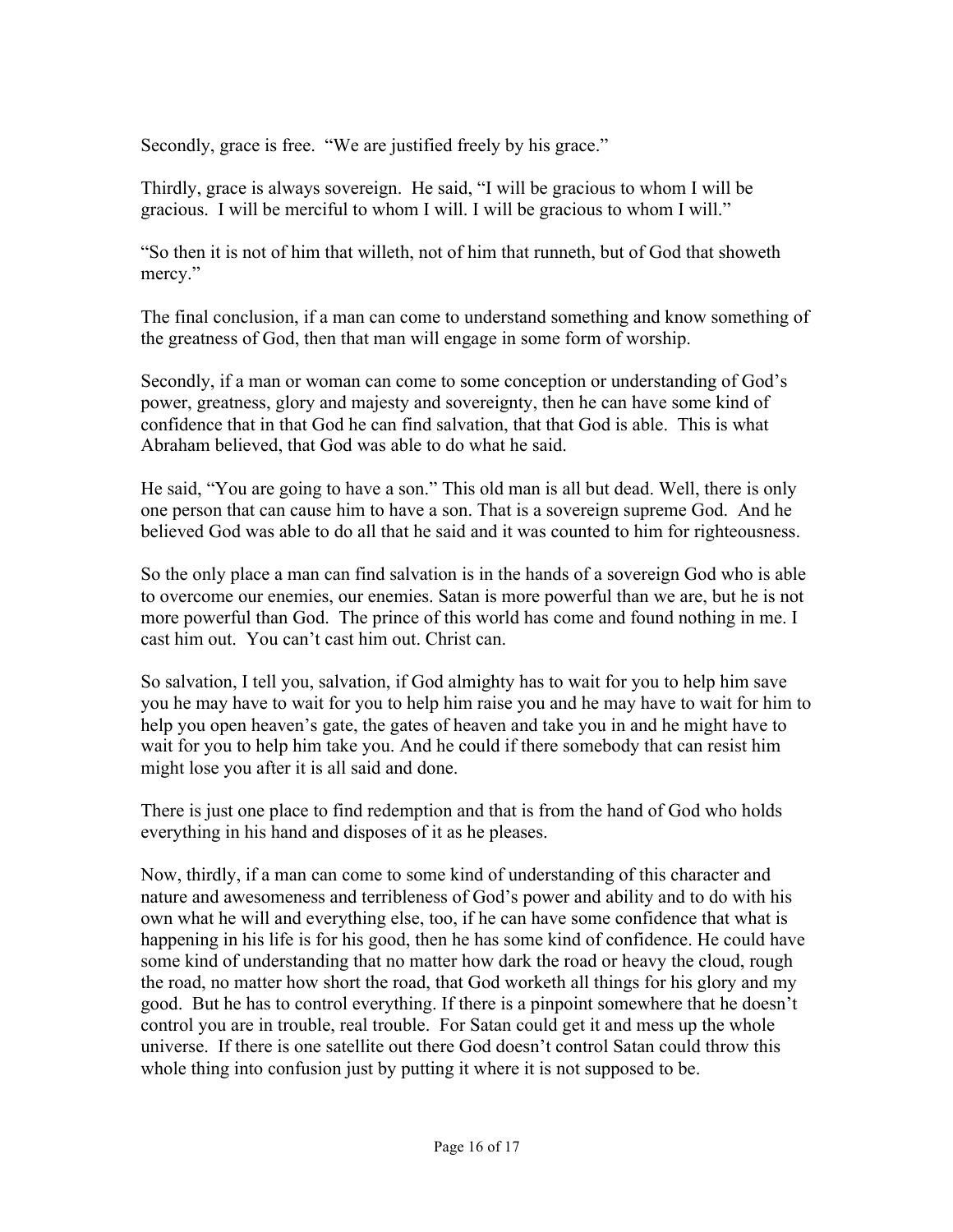Secondly, grace is free. "We are justified freely by his grace."

Thirdly, grace is always sovereign. He said, "I will be gracious to whom I will be gracious. I will be merciful to whom I will. I will be gracious to whom I will."

"So then it is not of him that willeth, not of him that runneth, but of God that showeth mercy."

The final conclusion, if a man can come to understand something and know something of the greatness of God, then that man will engage in some form of worship.

Secondly, if a man or woman can come to some conception or understanding of God's power, greatness, glory and majesty and sovereignty, then he can have some kind of confidence that in that God he can find salvation, that that God is able. This is what Abraham believed, that God was able to do what he said.

He said, "You are going to have a son." This old man is all but dead. Well, there is only one person that can cause him to have a son. That is a sovereign supreme God. And he believed God was able to do all that he said and it was counted to him for righteousness.

So the only place a man can find salvation is in the hands of a sovereign God who is able to overcome our enemies, our enemies. Satan is more powerful than we are, but he is not more powerful than God. The prince of this world has come and found nothing in me. I cast him out. You can't cast him out. Christ can.

So salvation, I tell you, salvation, if God almighty has to wait for you to help him save you he may have to wait for you to help him raise you and he may have to wait for him to help you open heaven's gate, the gates of heaven and take you in and he might have to wait for you to help him take you. And he could if there somebody that can resist him might lose you after it is all said and done.

There is just one place to find redemption and that is from the hand of God who holds everything in his hand and disposes of it as he pleases.

Now, thirdly, if a man can come to some kind of understanding of this character and nature and awesomeness and terribleness of God's power and ability and to do with his own what he will and everything else, too, if he can have some confidence that what is happening in his life is for his good, then he has some kind of confidence. He could have some kind of understanding that no matter how dark the road or heavy the cloud, rough the road, no matter how short the road, that God worketh all things for his glory and my good. But he has to control everything. If there is a pinpoint somewhere that he doesn't control you are in trouble, real trouble. For Satan could get it and mess up the whole universe. If there is one satellite out there God doesn't control Satan could throw this whole thing into confusion just by putting it where it is not supposed to be.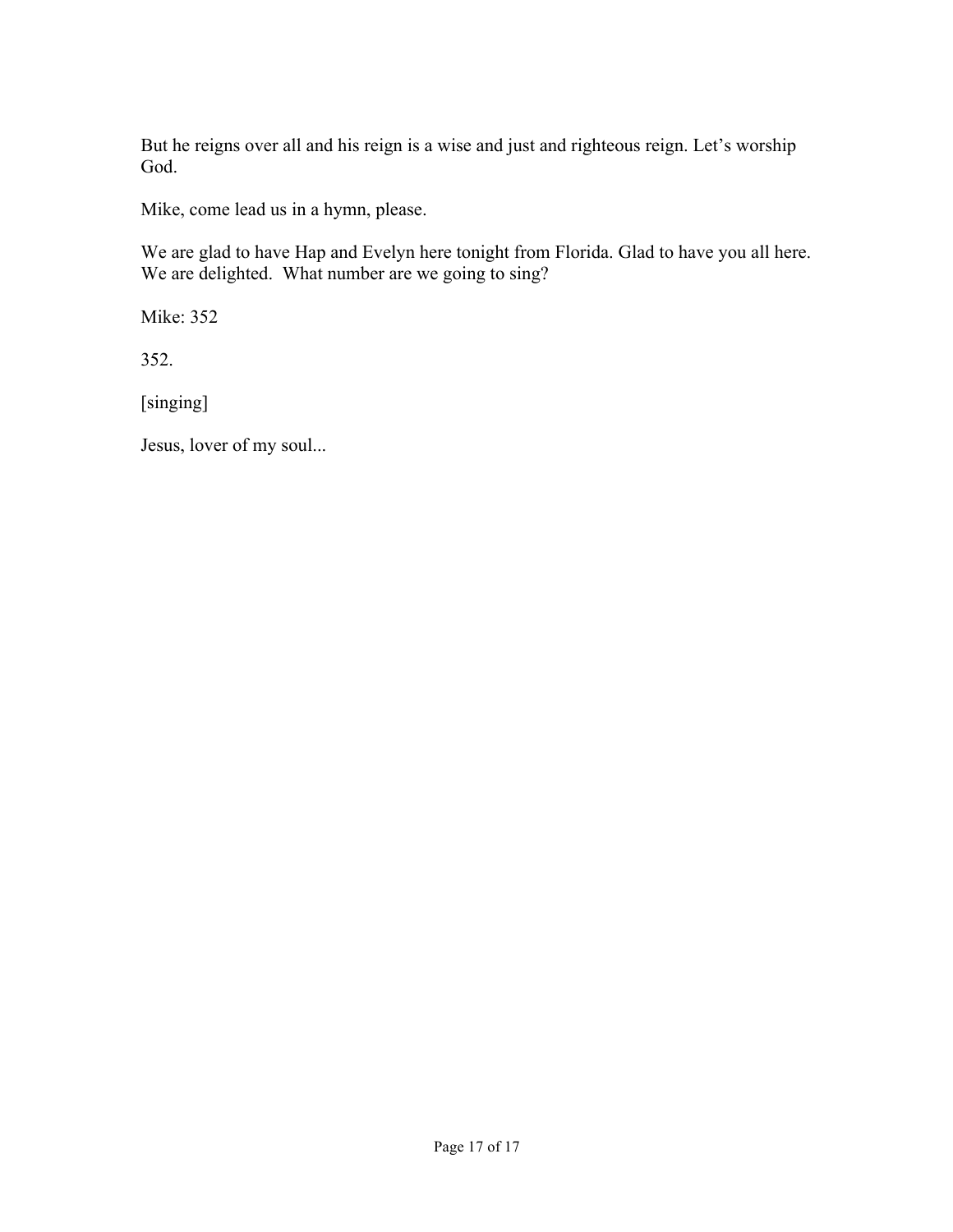But he reigns over all and his reign is a wise and just and righteous reign. Let’s worship God.

Mike, come lead us in a hymn, please.

We are glad to have Hap and Evelyn here tonight from Florida. Glad to have you all here. We are delighted. What number are we going to sing?

Mike: 352

352.

[singing]

Jesus, lover of my soul...